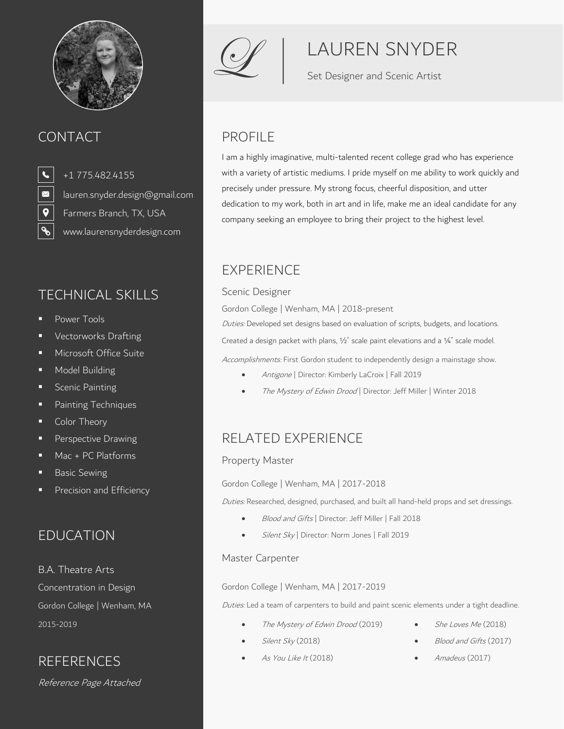# LAUREN SNYDER

Set Designer and Scenic Artist

## CONTACT

- +1 775.482.4155
- lauren.snyder.design@gmail.com
- Farmers Branch, TX, USA
- www.laurensnyderdesign.com

## TECHNICAL SKILLS

- Power Tools
- Vectorworks Drafting
- Microsoft Office Suite
- Model Building
- Scenic Painting
- Painting Techniques
- Color Theory
- Perspective Drawing
- Mac + PC Platforms
- Basic Sewing
- Precision and Efficiency

## EDUCATION

B.A. Theatre Arts

Concentration in Design

Gordon College | Wenham, MA

2015-2019

## REFERENCES

*Reference Page Attached*

## PROFILE

I am a highly imaginative, multi-talented recent college grad who has experience with a variety of artistic mediums. I pride myself on me ability to work quickly and precisely under pressure. My strong focus, cheerful disposition, and utter dedication to my work, both in art and in life, make me an ideal candidate for any company seeking an employee to bring their project to the highest level.

## EXPERIENCE

### Scenic Designer

Gordon College | Wenham, MA | 2018-present

*Duties:* Developed set designs based on evaluation of scripts, budgets, and locations. Created a design packet with plans, ½" scale paint elevations and a ¼" scale model.

*Accomplishments:* First Gordon student to independently design a mainstage show.

- *Antigone* | Director: Kimberly LaCroix | Fall 2019
- *The Mystery of Edwin Drood* | Director: Jeff Miller | Winter 2018

## RELATED EXPERIENCE

### Property Master

Gordon College | Wenham, MA | 2017-2018

*Duties:* Researched, designed, purchased, and built all hand-held props and set dressings.

- *Blood and Gifts* | Director: Jeff Miller | Fall 2018
- *Silent Sky* | Director: Norm Jones | Fall 2019

### Master Carpenter

Gordon College | Wenham, MA | 2017-2019

*Duties:* Led a team of carpenters to build and paint scenic elements under a tight deadline.

- *The Mystery of Edwin Drood* (2019)
- *Silent Sky* (2018)
- *As You Like It* (2018)
- *She Loves Me* (2018)
- *Blood and Gifts* (2017)
- *Amadeus* (2017)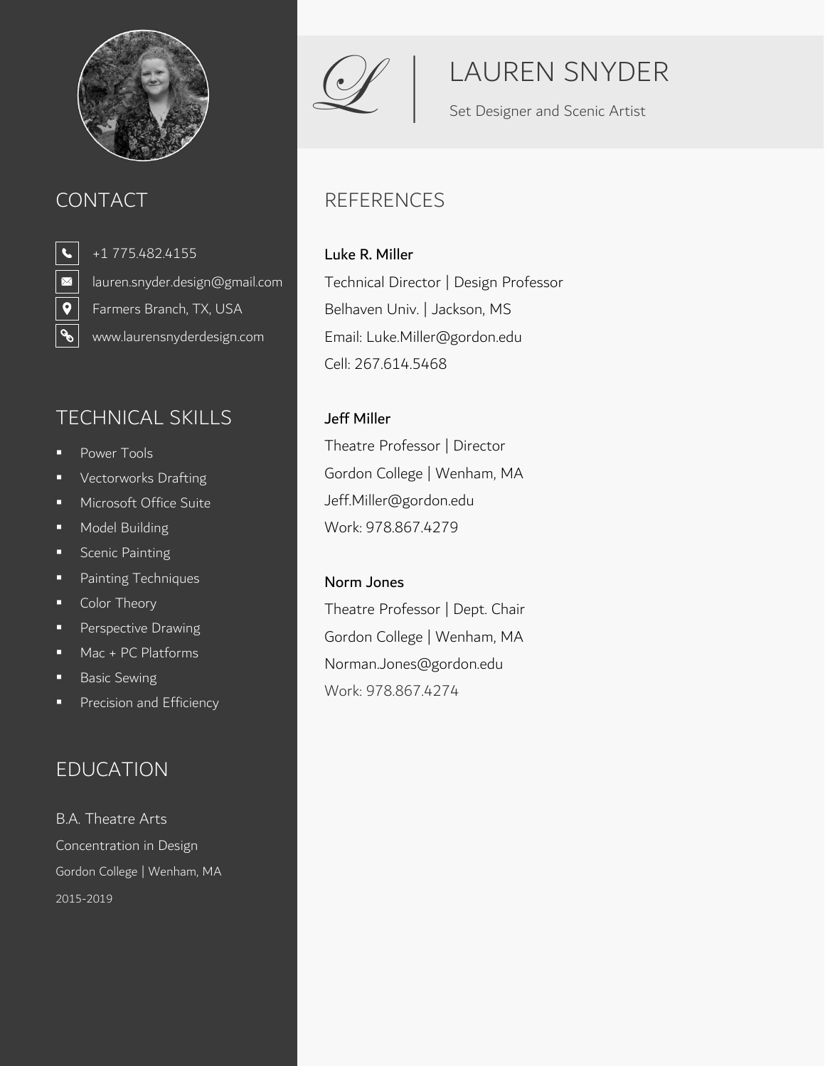# LAUREN SNYDER

Set Designer and Scenic Artist

## CONTACT

- +1 775.482.4155
- lauren.snyder.design@gmail.com
- Farmers Branch, TX, USA
- www.laurensnyderdesign.com

## TECHNICAL SKILLS

- Power Tools
- Vectorworks Drafting
- Microsoft Office Suite
- Model Building
- Scenic Painting
- Painting Techniques
- Color Theory
- Perspective Drawing
- Mac + PC Platforms
- Basic Sewing
- Precision and Efficiency

## EDUCATION

B.A. Theatre Arts

Concentration in Design

Gordon College | Wenham, MA

2015-2019

## REFERENCES

**Luke R. Miller**

Technical Director | Design Professor

Belhaven Univ. | Jackson, MS

Email: Luke.Miller@gordon.edu

Cell: 267.614.5468

**Jeff Miller**

Theatre Professor | Director

Gordon College | Wenham, MA

Jeff.Miller@gordon.edu

Work: 978.867.4279

**Norm Jones**

Theatre Professor | Dept. Chair

Gordon College | Wenham, MA

Norman.Jones@gordon.edu

Work: 978.867.4274